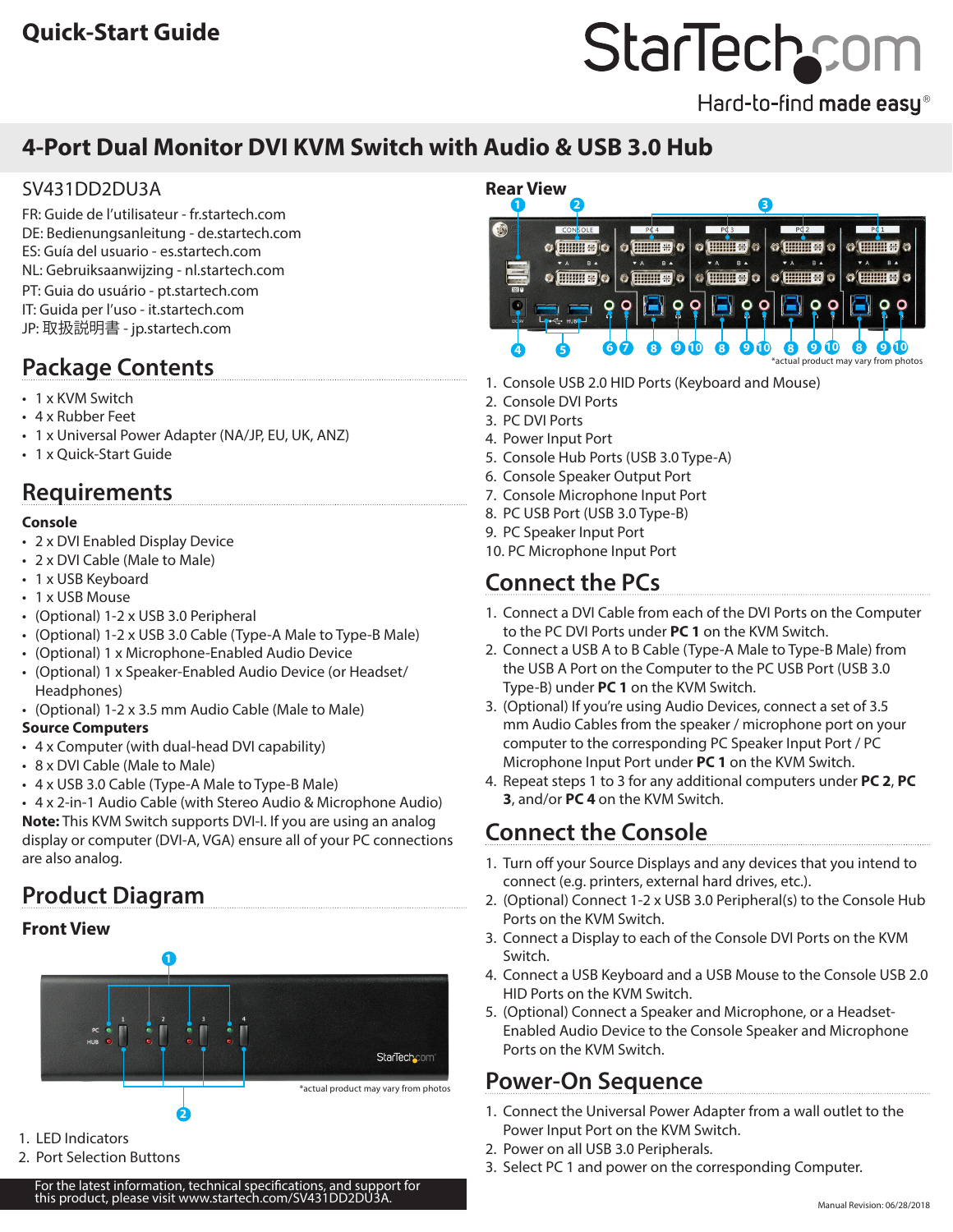# Quick-Start Guide

StarTech.com
Hard-to-find made easy®

## 4-Port Dual Monitor DVI KVM Switch with Audio & USB 3.0 Hub

SV431DD2DU3A

FR: Guide de l'utilisateur - fr.startech.com
DE: Bedienungsanleitung - de.startech.com
ES: Guía del usuario - es.startech.com
NL: Gebruiksaanwijzing - nl.startech.com
PT: Guia do usuário - pt.startech.com
IT: Guida per l'uso - it.startech.com
JP: 取扱説明書 - jp.startech.com

## Package Contents

- 1 x KVM Switch
- 4 x Rubber Feet
- 1 x Universal Power Adapter (NA/JP, EU, UK, ANZ)
- 1 x Quick-Start Guide

## Requirements

**Console**

- 2 x DVI Enabled Display Device
- 2 x DVI Cable (Male to Male)
- 1 x USB Keyboard
- 1 x USB Mouse
- (Optional) 1-2 x USB 3.0 Peripheral
- (Optional) 1-2 x USB 3.0 Cable (Type-A Male to Type-B Male)
- (Optional) 1 x Microphone-Enabled Audio Device
- (Optional) 1 x Speaker-Enabled Audio Device (or Headset/Headphones)
- (Optional) 1-2 x 3.5 mm Audio Cable (Male to Male)

**Source Computers**

- 4 x Computer (with dual-head DVI capability)
- 8 x DVI Cable (Male to Male)
- 4 x USB 3.0 Cable (Type-A Male to Type-B Male)
- 4 x 2-in-1 Audio Cable (with Stereo Audio & Microphone Audio)

**Note:** This KVM Switch supports DVI-I. If you are using an analog display or computer (DVI-A, VGA) ensure all of your PC connections are also analog.

## Product Diagram

### Front View

*actual product may vary from photos

1. LED Indicators
2. Port Selection Buttons

### Rear View

*actual product may vary from photos

1. Console USB 2.0 HID Ports (Keyboard and Mouse)
2. Console DVI Ports
3. PC DVI Ports
4. Power Input Port
5. Console Hub Ports (USB 3.0 Type-A)
6. Console Speaker Output Port
7. Console Microphone Input Port
8. PC USB Port (USB 3.0 Type-B)
9. PC Speaker Input Port
10. PC Microphone Input Port

## Connect the PCs

1. Connect a DVI Cable from each of the DVI Ports on the Computer to the PC DVI Ports under **PC 1** on the KVM Switch.
2. Connect a USB A to B Cable (Type-A Male to Type-B Male) from the USB A Port on the Computer to the PC USB Port (USB 3.0 Type-B) under **PC 1** on the KVM Switch.
3. (Optional) If you're using Audio Devices, connect a set of 3.5 mm Audio Cables from the speaker / microphone port on your computer to the corresponding PC Speaker Input Port / PC Microphone Input Port under **PC 1** on the KVM Switch.
4. Repeat steps 1 to 3 for any additional computers under **PC 2**, **PC 3**, and/or **PC 4** on the KVM Switch.

## Connect the Console

1. Turn off your Source Displays and any devices that you intend to connect (e.g. printers, external hard drives, etc.).
2. (Optional) Connect 1-2 x USB 3.0 Peripheral(s) to the Console Hub Ports on the KVM Switch.
3. Connect a Display to each of the Console DVI Ports on the KVM Switch.
4. Connect a USB Keyboard and a USB Mouse to the Console USB 2.0 HID Ports on the KVM Switch.
5. (Optional) Connect a Speaker and Microphone, or a Headset-Enabled Audio Device to the Console Speaker and Microphone Ports on the KVM Switch.

## Power-On Sequence

1. Connect the Universal Power Adapter from a wall outlet to the Power Input Port on the KVM Switch.
2. Power on all USB 3.0 Peripherals.
3. Select PC 1 and power on the corresponding Computer.

For the latest information, technical specifications, and support for this product, please visit www.startech.com/SV431DD2DU3A.

Manual Revision: 06/28/2018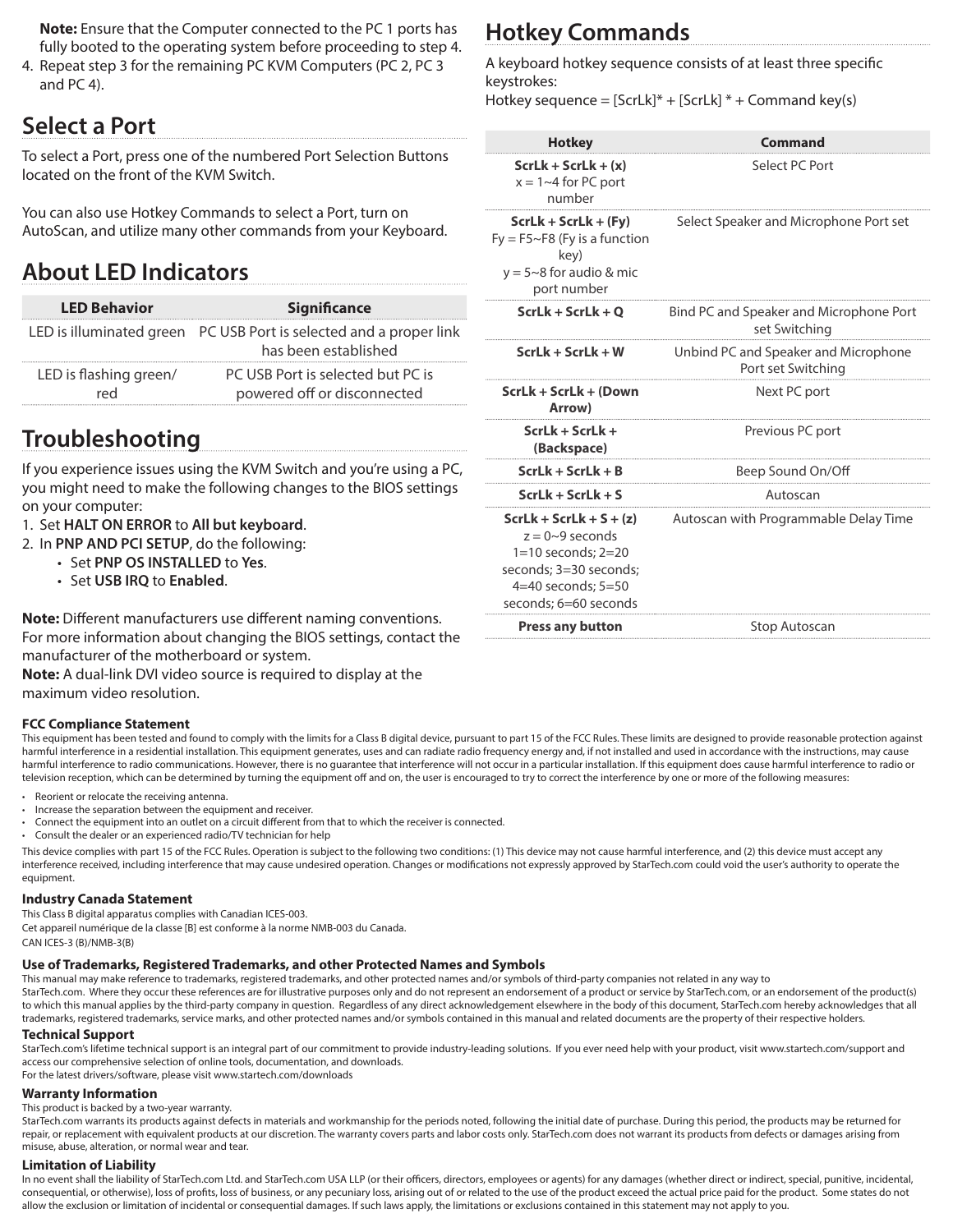**Note:** Ensure that the Computer connected to the PC 1 ports has fully booted to the operating system before proceeding to step 4.

4. Repeat step 3 for the remaining PC KVM Computers (PC 2, PC 3 and PC 4).

## Select a Port

To select a Port, press one of the numbered Port Selection Buttons located on the front of the KVM Switch.

You can also use Hotkey Commands to select a Port, turn on AutoScan, and utilize many other commands from your Keyboard.

## About LED Indicators

| LED Behavior | Significance |
| --- | --- |
| LED is illuminated green | PC USB Port is selected and a proper link has been established |
| LED is flashing green/ red | PC USB Port is selected but PC is powered off or disconnected |

## Troubleshooting

If you experience issues using the KVM Switch and you're using a PC, you might need to make the following changes to the BIOS settings on your computer:

1. Set **HALT ON ERROR** to **All but keyboard**.
2. In **PNP AND PCI SETUP**, do the following:
   - Set **PNP OS INSTALLED** to **Yes**.
   - Set **USB IRQ** to **Enabled**.

**Note:** Different manufacturers use different naming conventions. For more information about changing the BIOS settings, contact the manufacturer of the motherboard or system.
**Note:** A dual-link DVI video source is required to display at the maximum video resolution.

## Hotkey Commands

A keyboard hotkey sequence consists of at least three specific keystrokes:
Hotkey sequence = [ScrLk]* + [ScrLk] * + Command key(s)

| Hotkey | Command |
| --- | --- |
| **ScrLk + ScrLk + (x)** x = 1~4 for PC port number | Select PC Port |
| **ScrLk + ScrLk + (Fy)** Fy = F5~F8 (Fy is a function key) y = 5~8 for audio & mic port number | Select Speaker and Microphone Port set |
| **ScrLk + ScrLk + Q** | Bind PC and Speaker and Microphone Port set Switching |
| **ScrLk + ScrLk + W** | Unbind PC and Speaker and Microphone Port set Switching |
| **ScrLk + ScrLk + (Down Arrow)** | Next PC port |
| **ScrLk + ScrLk + (Backspace)** | Previous PC port |
| **ScrLk + ScrLk + B** | Beep Sound On/Off |
| **ScrLk + ScrLk + S** | Autoscan |
| **ScrLk + ScrLk + S + (z)** z = 0~9 seconds 1=10 seconds; 2=20 seconds; 3=30 seconds; 4=40 seconds; 5=50 seconds; 6=60 seconds | Autoscan with Programmable Delay Time |
| **Press any button** | Stop Autoscan |

### FCC Compliance Statement

This equipment has been tested and found to comply with the limits for a Class B digital device, pursuant to part 15 of the FCC Rules. These limits are designed to provide reasonable protection against harmful interference in a residential installation. This equipment generates, uses and can radiate radio frequency energy and, if not installed and used in accordance with the instructions, may cause harmful interference to radio communications. However, there is no guarantee that interference will not occur in a particular installation. If this equipment does cause harmful interference to radio or television reception, which can be determined by turning the equipment off and on, the user is encouraged to try to correct the interference by one or more of the following measures:

- Reorient or relocate the receiving antenna.
- Increase the separation between the equipment and receiver.
- Connect the equipment into an outlet on a circuit different from that to which the receiver is connected.
- Consult the dealer or an experienced radio/TV technician for help

This device complies with part 15 of the FCC Rules. Operation is subject to the following two conditions: (1) This device may not cause harmful interference, and (2) this device must accept any interference received, including interference that may cause undesired operation. Changes or modifications not expressly approved by StarTech.com could void the user's authority to operate the equipment.

### Industry Canada Statement

This Class B digital apparatus complies with Canadian ICES-003.
Cet appareil numérique de la classe [B] est conforme à la norme NMB-003 du Canada.
CAN ICES-3 (B)/NMB-3(B)

### Use of Trademarks, Registered Trademarks, and other Protected Names and Symbols

This manual may make reference to trademarks, registered trademarks, and other protected names and/or symbols of third-party companies not related in any way to StarTech.com. Where they occur these references are for illustrative purposes only and do not represent an endorsement of a product or service by StarTech.com, or an endorsement of the product(s) to which this manual applies by the third-party company in question. Regardless of any direct acknowledgement elsewhere in the body of this document, StarTech.com hereby acknowledges that all trademarks, registered trademarks, service marks, and other protected names and/or symbols contained in this manual and related documents are the property of their respective holders.

### Technical Support

StarTech.com's lifetime technical support is an integral part of our commitment to provide industry-leading solutions. If you ever need help with your product, visit www.startech.com/support and access our comprehensive selection of online tools, documentation, and downloads.
For the latest drivers/software, please visit www.startech.com/downloads

### Warranty Information

This product is backed by a two-year warranty.
StarTech.com warrants its products against defects in materials and workmanship for the periods noted, following the initial date of purchase. During this period, the products may be returned for repair, or replacement with equivalent products at our discretion. The warranty covers parts and labor costs only. StarTech.com does not warrant its products from defects or damages arising from misuse, abuse, alteration, or normal wear and tear.

### Limitation of Liability

In no event shall the liability of StarTech.com Ltd. and StarTech.com USA LLP (or their officers, directors, employees or agents) for any damages (whether direct or indirect, special, punitive, incidental, consequential, or otherwise), loss of profits, loss of business, or any pecuniary loss, arising out of or related to the use of the product exceed the actual price paid for the product. Some states do not allow the exclusion or limitation of incidental or consequential damages. If such laws apply, the limitations or exclusions contained in this statement may not apply to you.